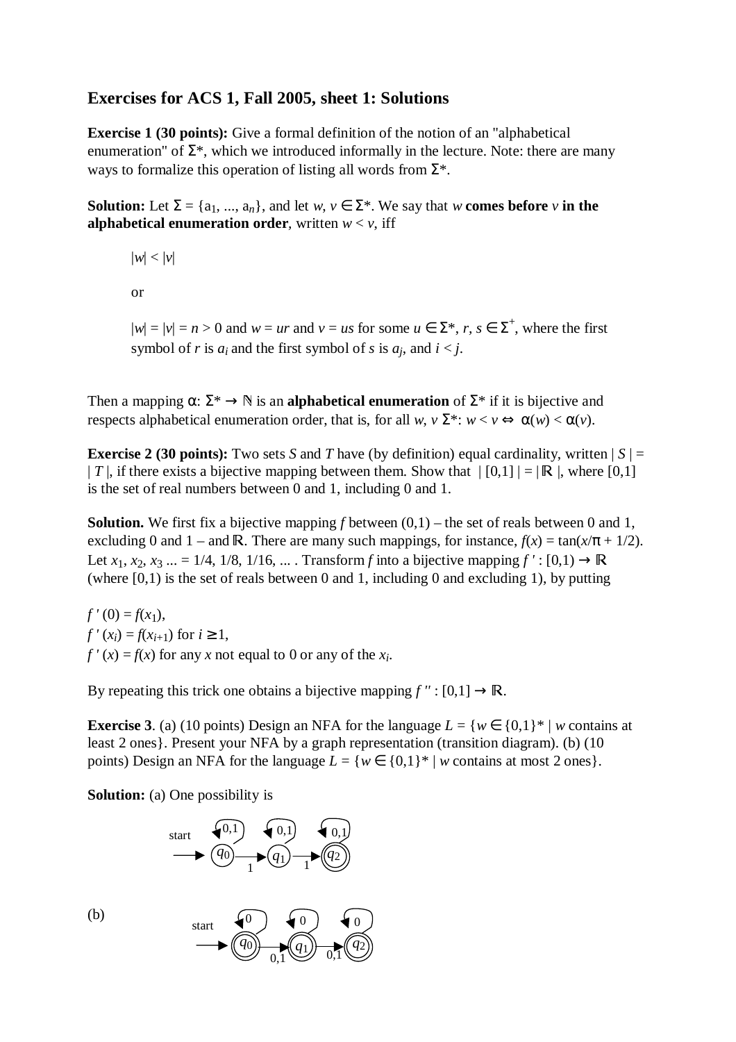# Exercises for ACS 1, Fall 2005, sheet 1: Solutions

**Exercise 1 (30 points):** Give a formal definition of the notion of an "alphabetical enumeration" of $\Sigma^*$, which we introduced informally in the lecture. Note: there are many ways to formalize this operation of listing all words from $\Sigma^*$.

**Solution:** Let $\Sigma = \{a_1, ..., a_n\}$, and let $w, v \in \Sigma^*$. We say that $w$ **comes before** $v$ **in the alphabetical enumeration order**, written $w < v$, iff

> $|w| < |v|$
>
> or
>
> $|w| = |v| = n > 0$ and $w = ur$ and $v = us$ for some $u \in \Sigma^*$, $r, s \in \Sigma^+$, where the first symbol of $r$ is $a_i$ and the first symbol of $s$ is $a_j$, and $i < j$.

Then a mapping $\alpha$: $\Sigma^* \to \mathbb{N}$ is an **alphabetical enumeration** of $\Sigma^*$ if it is bijective and respects alphabetical enumeration order, that is, for all $w, v$ $\Sigma^*$: $w < v \Leftrightarrow \alpha(w) < \alpha(v)$.

**Exercise 2 (30 points):** Two sets $S$ and $T$ have (by definition) equal cardinality, written $|S| = |T|$, if there exists a bijective mapping between them. Show that $|[0,1]| = |\mathbb{R}|$, where $[0,1]$ is the set of real numbers between 0 and 1, including 0 and 1.

**Solution.** We first fix a bijective mapping $f$ between $(0,1)$ – the set of reals between 0 and 1, excluding 0 and 1 – and $\mathbb{R}$. There are many such mappings, for instance, $f(x) = \tan(x/\pi + 1/2)$. Let $x_1, x_2, x_3 ... = 1/4, 1/8, 1/16, ...$ . Transform $f$ into a bijective mapping $f' : [0,1) \to \mathbb{R}$ (where $[0,1)$ is the set of reals between 0 and 1, including 0 and excluding 1), by putting

$f'(0) = f(x_1)$,
$f'(x_i) = f(x_{i+1})$ for $i \geq 1$,
$f'(x) = f(x)$ for any $x$ not equal to 0 or any of the $x_i$.

By repeating this trick one obtains a bijective mapping $f'' : [0,1] \to \mathbb{R}$.

**Exercise 3**. (a) (10 points) Design an NFA for the language $L = \{w \in \{0,1\}^* \mid w$ contains at least 2 ones$\}$. Present your NFA by a graph representation (transition diagram). (b) (10 points) Design an NFA for the language $L = \{w \in \{0,1\}^* \mid w$ contains at most 2 ones$\}$.

**Solution:** (a) One possibility is

start → $q_0$ (loop 0,1) —1→ $q_1$ (loop 0,1) —1→ $q_2$ (accepting; loop 0,1)

(b)

start → $q_0$ (accepting; loop 0) —0,1→ $q_1$ (accepting; loop 0) —0,1→ $q_2$ (accepting; loop 0)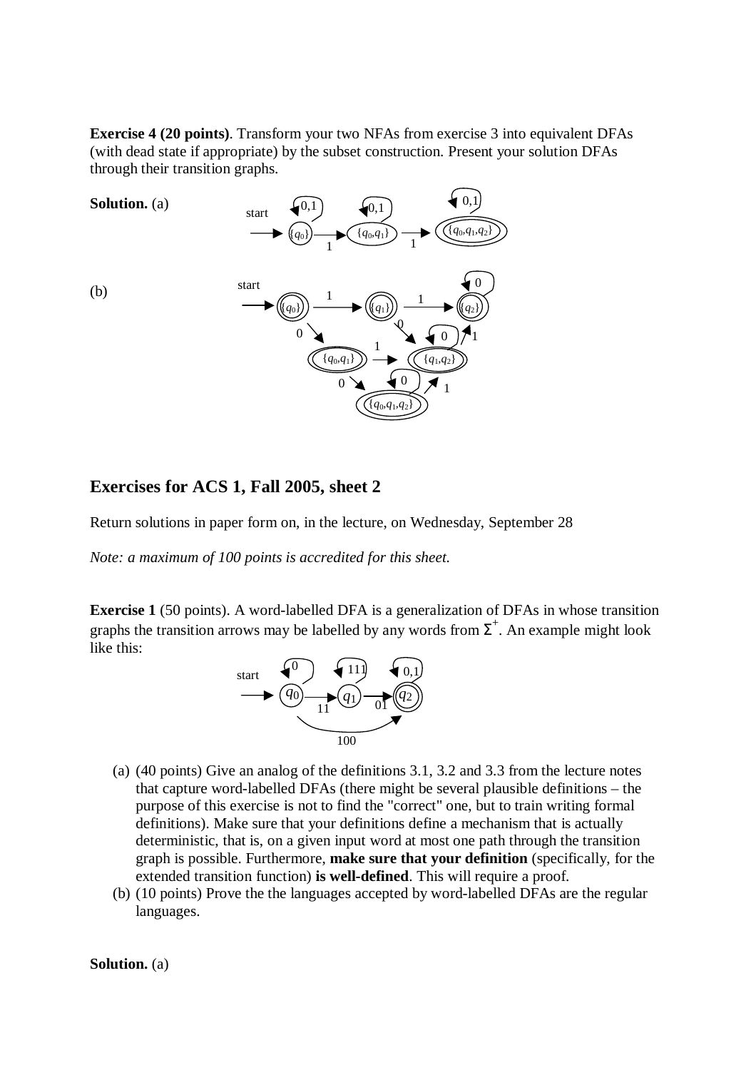**Exercise 4 (20 points)**. Transform your two NFAs from exercise 3 into equivalent DFAs (with dead state if appropriate) by the subset construction. Present your solution DFAs through their transition graphs.

**Solution.** (a)

(b)

## Exercises for ACS 1, Fall 2005, sheet 2

Return solutions in paper form on, in the lecture, on Wednesday, September 28

*Note: a maximum of 100 points is accredited for this sheet.*

**Exercise 1** (50 points). A word-labelled DFA is a generalization of DFAs in whose transition graphs the transition arrows may be labelled by any words from $\Sigma^+$. An example might look like this:

(a) (40 points) Give an analog of the definitions 3.1, 3.2 and 3.3 from the lecture notes that capture word-labelled DFAs (there might be several plausible definitions – the purpose of this exercise is not to find the "correct" one, but to train writing formal definitions). Make sure that your definitions define a mechanism that is actually deterministic, that is, on a given input word at most one path through the transition graph is possible. Furthermore, **make sure that your definition** (specifically, for the extended transition function) **is well-defined**. This will require a proof.

(b) (10 points) Prove the the languages accepted by word-labelled DFAs are the regular languages.

**Solution.** (a)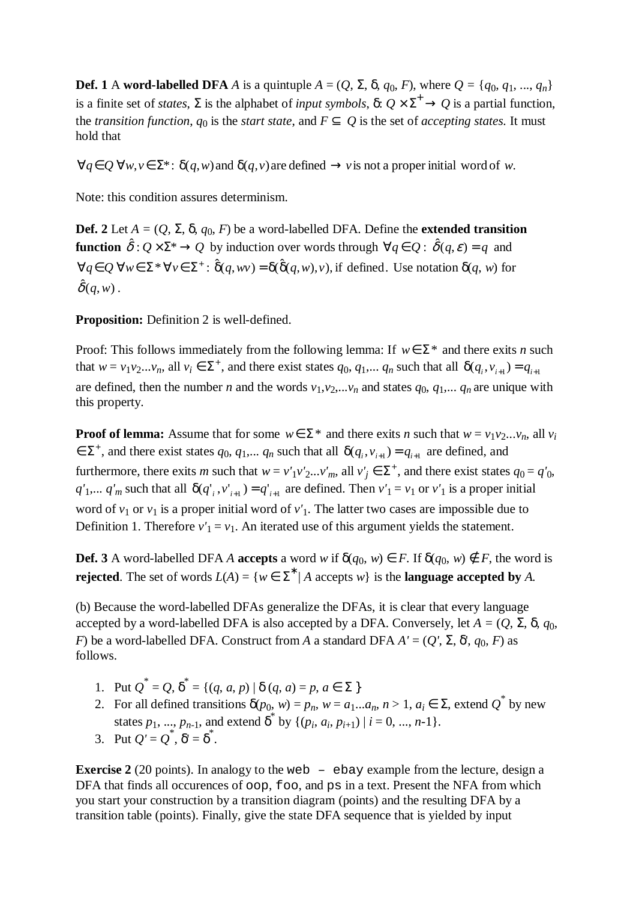**Def. 1** A **word-labelled DFA** *A* is a quintuple $A = (Q, \Sigma, \delta, q_0, F)$, where $Q = \{q_0, q_1, ..., q_n\}$ is a finite set of *states*, $\Sigma$ is the alphabet of *input symbols*, $\delta: Q \times \Sigma^+ \to Q$ is a partial function, the *transition function*, $q_0$ is the *start state*, and $F \subseteq Q$ is the set of *accepting states*. It must hold that

$$\forall q \in Q \; \forall w, v \in \Sigma^*: \; \delta(q, w) \text{ and } \delta(q, v) \text{ are defined } \to v \text{ is not a proper initial word of } w.$$

Note: this condition assures determinism.

**Def. 2** Let $A = (Q, \Sigma, \delta, q_0, F)$ be a word-labelled DFA. Define the **extended transition function** $\hat{\delta}: Q \times \Sigma^* \to Q$ by induction over words through $\forall q \in Q: \hat{\delta}(q, \varepsilon) = q$ and $\forall q \in Q \; \forall w \in \Sigma^* \; \forall v \in \Sigma^+: \hat{\delta}(q, wv) = \delta(\hat{\delta}(q, w), v)$, if defined. Use notation $\delta(q, w)$ for $\hat{\delta}(q, w)$.

**Proposition:** Definition 2 is well-defined.

Proof: This follows immediately from the following lemma: If $w \in \Sigma^*$ and there exits *n* such that $w = v_1v_2...v_n$, all $v_i \in \Sigma^+$, and there exist states $q_0, q_1,... q_n$ such that all $\delta(q_i, v_{i+1}) = q_{i+1}$ are defined, then the number *n* and the words $v_1, v_2, ... v_n$ and states $q_0, q_1, ... q_n$ are unique with this property.

**Proof of lemma:** Assume that for some $w \in \Sigma^*$ and there exits *n* such that $w = v_1v_2...v_n$, all $v_i \in \Sigma^+$, and there exist states $q_0, q_1,... q_n$ such that all $\delta(q_i, v_{i+1}) = q_{i+1}$ are defined, and furthermore, there exits *m* such that $w = v'_1v'_2...v'_m$, all $v'_j \in \Sigma^+$, and there exist states $q_0 = q'_0$, $q'_1,... q'_m$ such that all $\delta(q'_i, v'_{i+1}) = q'_{i+1}$ are defined. Then $v'_1 = v_1$ or $v'_1$ is a proper initial word of $v_1$ or $v_1$ is a proper initial word of $v'_1$. The latter two cases are impossible due to Definition 1. Therefore $v'_1 = v_1$. An iterated use of this argument yields the statement.

**Def. 3** A word-labelled DFA *A* **accepts** a word *w* if $\delta(q_0, w) \in F$. If $\delta(q_0, w) \notin F$, the word is **rejected**. The set of words $L(A) = \{w \in \Sigma^* | A \text{ accepts } w\}$ is the **language accepted by** *A*.

(b) Because the word-labelled DFAs generalize the DFAs, it is clear that every language accepted by a word-labelled DFA is also accepted by a DFA. Conversely, let $A = (Q, \Sigma, \delta, q_0, F)$ be a word-labelled DFA. Construct from *A* a standard DFA $A' = (Q', \Sigma, \delta', q_0, F)$ as follows.

1. Put $Q^* = Q$, $\delta^* = \{(q, a, p) \mid \delta(q, a) = p, a \in \Sigma\}$
2. For all defined transitions $\delta(p_0, w) = p_n$, $w = a_1...a_n$, $n > 1$, $a_i \in \Sigma$, extend $Q^*$ by new states $p_1, ..., p_{n-1}$, and extend $\delta^*$ by $\{(p_i, a_i, p_{i+1}) \mid i = 0, ..., n-1\}$.
3. Put $Q' = Q^*$, $\delta' = \delta^*$.

**Exercise 2** (20 points). In analogy to the `web – ebay` example from the lecture, design a DFA that finds all occurences of `oop`, `foo`, and `ps` in a text. Present the NFA from which you start your construction by a transition diagram (points) and the resulting DFA by a transition table (points). Finally, give the state DFA sequence that is yielded by input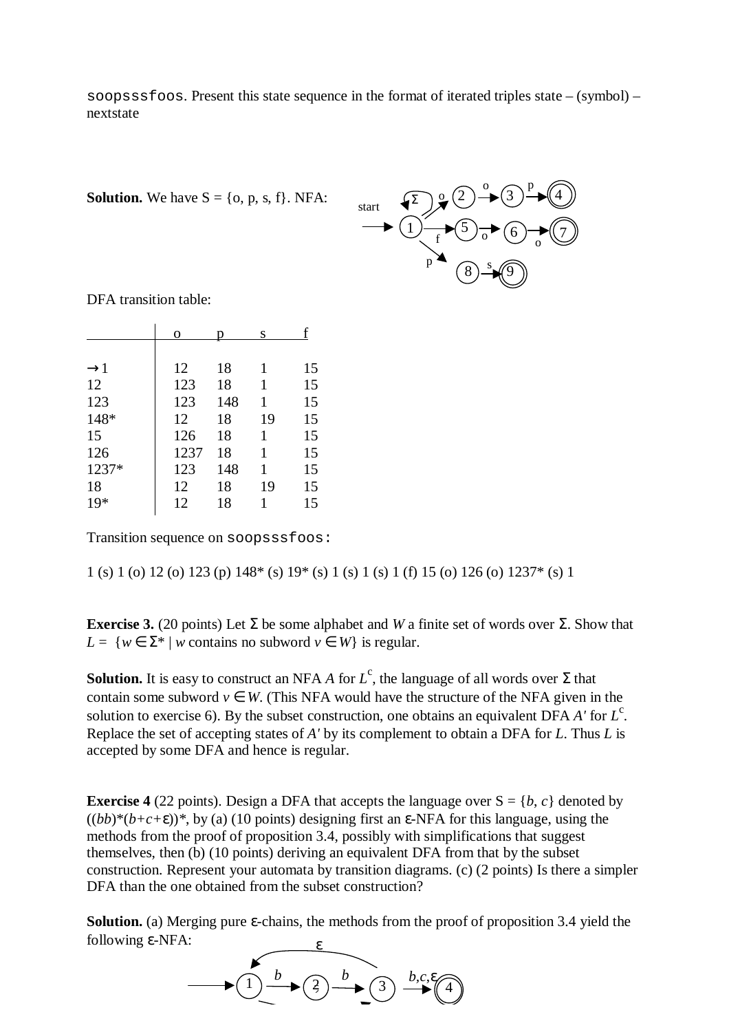soopsssfoos. Present this state sequence in the format of iterated triples state – (symbol) – nextstate

**Solution.** We have S = {o, p, s, f}. NFA:

DFA transition table:

| | o | p | s | f |
|---|---|---|---|---|
| →1 | 12 | 18 | 1 | 15 |
| 12 | 123 | 18 | 1 | 15 |
| 123 | 123 | 148 | 1 | 15 |
| 148* | 12 | 18 | 19 | 15 |
| 15 | 126 | 18 | 1 | 15 |
| 126 | 1237 | 18 | 1 | 15 |
| 1237* | 123 | 148 | 1 | 15 |
| 18 | 12 | 18 | 19 | 15 |
| 19* | 12 | 18 | 1 | 15 |

Transition sequence on soopsssfoos:

1 (s) 1 (o) 12 (o) 123 (p) 148* (s) 19* (s) 1 (s) 1 (s) 1 (f) 15 (o) 126 (o) 1237* (s) 1

**Exercise 3.** (20 points) Let Σ be some alphabet and *W* a finite set of words over Σ. Show that $L = \{w \in \Sigma^* \mid w$ contains no subword $v \in W\}$ is regular.

**Solution.** It is easy to construct an NFA *A* for $L^c$, the language of all words over Σ that contain some subword $v \in W$. (This NFA would have the structure of the NFA given in the solution to exercise 6). By the subset construction, one obtains an equivalent DFA *A'* for $L^c$. Replace the set of accepting states of *A'* by its complement to obtain a DFA for *L*. Thus *L* is accepted by some DFA and hence is regular.

**Exercise 4** (22 points). Design a DFA that accepts the language over S = {*b*, *c*} denoted by $((bb)^*(b+c+\varepsilon))^*$, by (a) (10 points) designing first an ε-NFA for this language, using the methods from the proof of proposition 3.4, possibly with simplifications that suggest themselves, then (b) (10 points) deriving an equivalent DFA from that by the subset construction. Represent your automata by transition diagrams. (c) (2 points) Is there a simpler DFA than the one obtained from the subset construction?

**Solution.** (a) Merging pure ε-chains, the methods from the proof of proposition 3.4 yield the following ε-NFA: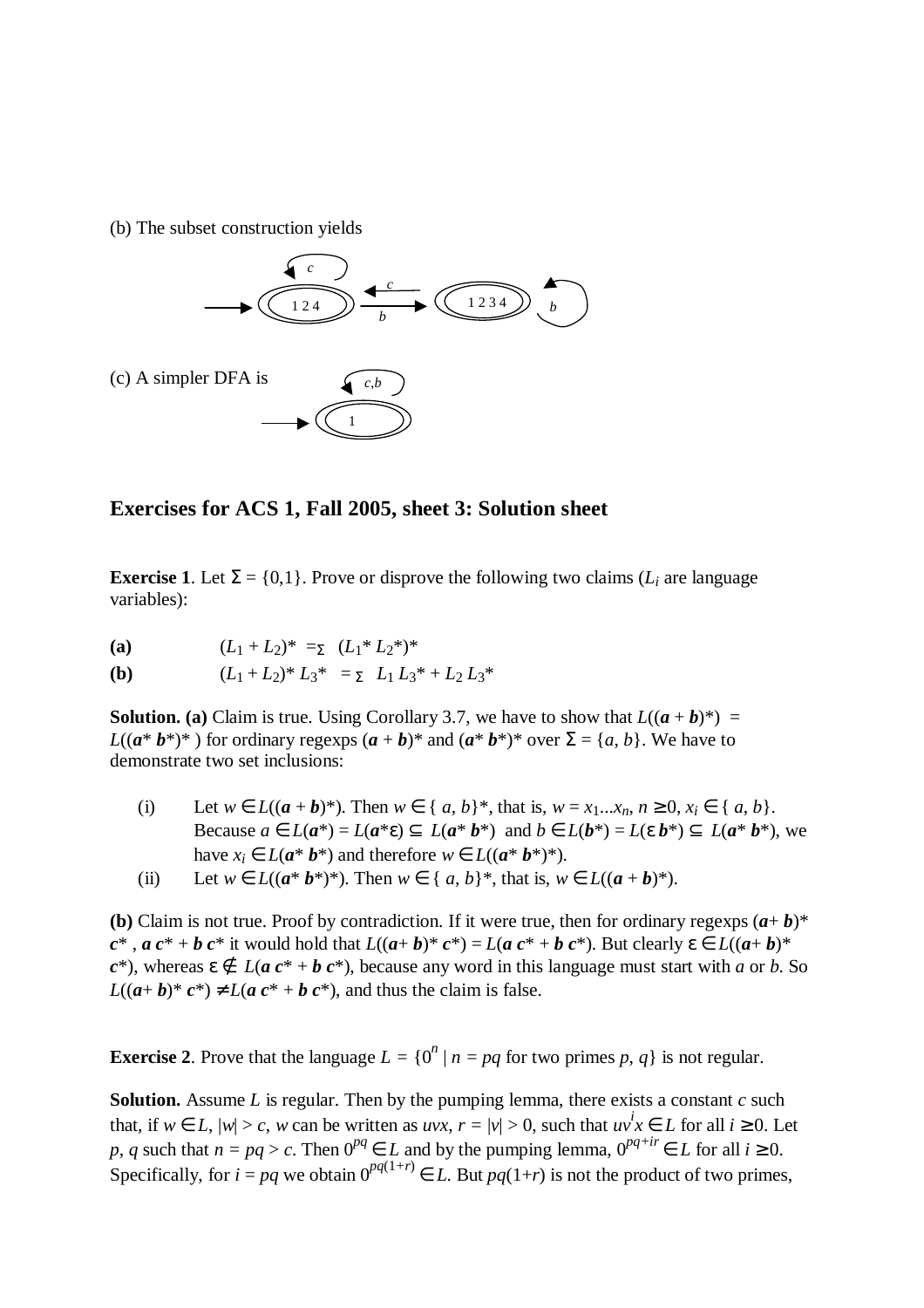(b) The subset construction yields

(c) A simpler DFA is

## Exercises for ACS 1, Fall 2005, sheet 3: Solution sheet

**Exercise 1**. Let $\Sigma = \{0,1\}$. Prove or disprove the following two claims ($L_i$ are language variables):

**(a)** $\quad (L_1 + L_2)^* =_\Sigma (L_1^* L_2^*)^*$

**(b)** $\quad (L_1 + L_2)^* L_3^* =_\Sigma L_1 L_3^* + L_2 L_3^*$

**Solution. (a)** Claim is true. Using Corollary 3.7, we have to show that $L((\boldsymbol{a} + \boldsymbol{b})^*) = L((\boldsymbol{a}^* \boldsymbol{b}^*)^*)$ for ordinary regexps $(\boldsymbol{a} + \boldsymbol{b})^*$ and $(\boldsymbol{a}^* \boldsymbol{b}^*)^*$ over $\Sigma = \{a, b\}$. We have to demonstrate two set inclusions:

(i) Let $w \in L((\boldsymbol{a} + \boldsymbol{b})^*)$. Then $w \in \{a, b\}^*$, that is, $w = x_1...x_n$, $n \geq 0$, $x_i \in \{a, b\}$. Because $a \in L(\boldsymbol{a}^*) = L(\boldsymbol{a}^*\varepsilon) \subseteq L(\boldsymbol{a}^* \boldsymbol{b}^*)$ and $b \in L(\boldsymbol{b}^*) = L(\varepsilon\, \boldsymbol{b}^*) \subseteq L(\boldsymbol{a}^* \boldsymbol{b}^*)$, we have $x_i \in L(\boldsymbol{a}^* \boldsymbol{b}^*)$ and therefore $w \in L((\boldsymbol{a}^* \boldsymbol{b}^*)^*)$.

(ii) Let $w \in L((\boldsymbol{a}^* \boldsymbol{b}^*)^*)$. Then $w \in \{a, b\}^*$, that is, $w \in L((\boldsymbol{a} + \boldsymbol{b})^*)$.

**(b)** Claim is not true. Proof by contradiction. If it were true, then for ordinary regexps $(\boldsymbol{a}+ \boldsymbol{b})^* \boldsymbol{c}^*$, $\boldsymbol{a}\, \boldsymbol{c}^* + \boldsymbol{b}\, \boldsymbol{c}^*$ it would hold that $L((\boldsymbol{a}+ \boldsymbol{b})^* \boldsymbol{c}^*) = L(\boldsymbol{a}\, \boldsymbol{c}^* + \boldsymbol{b}\, \boldsymbol{c}^*)$. But clearly $\varepsilon \in L((\boldsymbol{a}+ \boldsymbol{b})^* \boldsymbol{c}^*)$, whereas $\varepsilon \notin L(\boldsymbol{a}\, \boldsymbol{c}^* + \boldsymbol{b}\, \boldsymbol{c}^*)$, because any word in this language must start with $a$ or $b$. So $L((\boldsymbol{a}+ \boldsymbol{b})^* \boldsymbol{c}^*) \neq L(\boldsymbol{a}\, \boldsymbol{c}^* + \boldsymbol{b}\, \boldsymbol{c}^*)$, and thus the claim is false.

**Exercise 2**. Prove that the language $L = \{0^n \mid n = pq$ for two primes $p, q\}$ is not regular.

**Solution.** Assume $L$ is regular. Then by the pumping lemma, there exists a constant $c$ such that, if $w \in L$, $|w| > c$, $w$ can be written as $uvx$, $r = |v| > 0$, such that $uv^ix \in L$ for all $i \geq 0$. Let $p$, $q$ such that $n = pq > c$. Then $0^{pq} \in L$ and by the pumping lemma, $0^{pq+ir} \in L$ for all $i \geq 0$. Specifically, for $i = pq$ we obtain $0^{pq(1+r)} \in L$. But $pq(1+r)$ is not the product of two primes,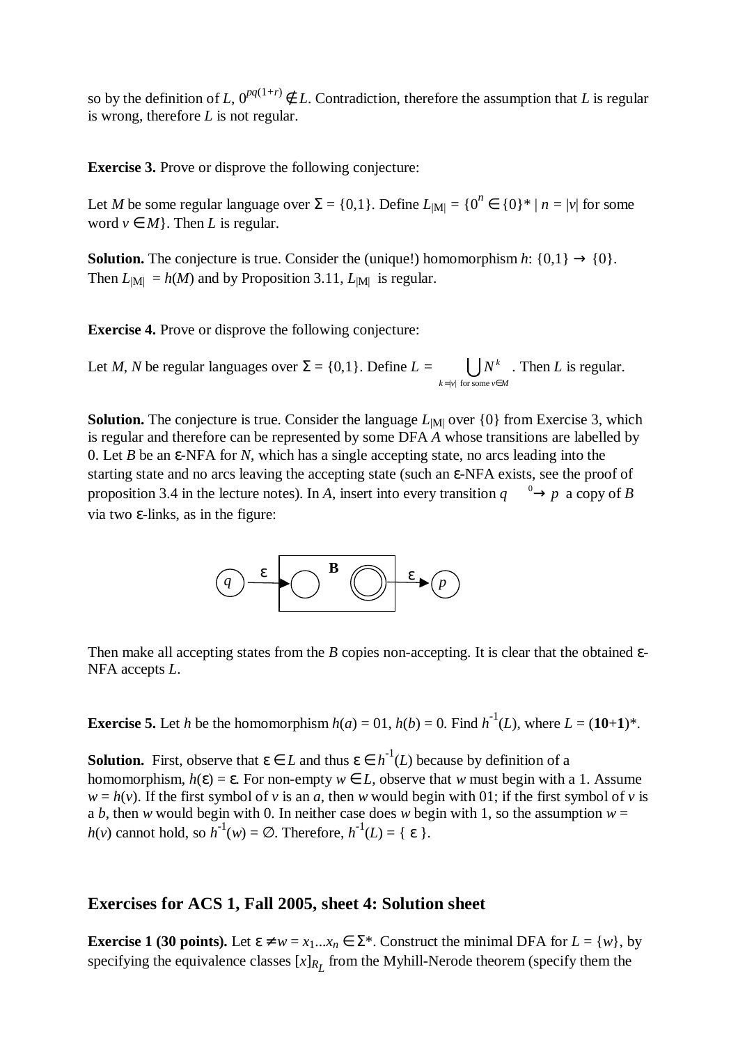so by the definition of $L$, $0^{pq(1+r)} \notin L$. Contradiction, therefore the assumption that $L$ is regular is wrong, therefore $L$ is not regular.

**Exercise 3.** Prove or disprove the following conjecture:

Let $M$ be some regular language over $\Sigma = \{0,1\}$. Define $L_{|M|} = \{0^n \in \{0\}^* \mid n = |v| \text{ for some word } v \in M\}$. Then $L$ is regular.

**Solution.** The conjecture is true. Consider the (unique!) homomorphism $h$: $\{0,1\} \rightarrow \{0\}$. Then $L_{|M|} = h(M)$ and by Proposition 3.11, $L_{|M|}$ is regular.

**Exercise 4.** Prove or disprove the following conjecture:

Let $M$, $N$ be regular languages over $\Sigma = \{0,1\}$. Define $L = \bigcup_{k=|v| \text{ for some } v \in M} N^k$. Then $L$ is regular.

**Solution.** The conjecture is true. Consider the language $L_{|M|}$ over $\{0\}$ from Exercise 3, which is regular and therefore can be represented by some DFA $A$ whose transitions are labelled by 0. Let $B$ be an ε-NFA for $N$, which has a single accepting state, no arcs leading into the starting state and no arcs leaving the accepting state (such an ε-NFA exists, see the proof of proposition 3.4 in the lecture notes). In $A$, insert into every transition $q \overset{0}{\rightarrow} p$ a copy of $B$ via two ε-links, as in the figure:

$$q \xrightarrow{\varepsilon} [\,B\,] \xrightarrow{\varepsilon} p$$

Then make all accepting states from the $B$ copies non-accepting. It is clear that the obtained ε-NFA accepts $L$.

**Exercise 5.** Let $h$ be the homomorphism $h(a) = 01$, $h(b) = 0$. Find $h^{-1}(L)$, where $L = (\mathbf{10}+\mathbf{1})^*$.

**Solution.** First, observe that $\varepsilon \in L$ and thus $\varepsilon \in h^{-1}(L)$ because by definition of a homomorphism, $h(\varepsilon) = \varepsilon$. For non-empty $w \in L$, observe that $w$ must begin with a 1. Assume $w = h(v)$. If the first symbol of $v$ is an $a$, then $w$ would begin with 01; if the first symbol of $v$ is a $b$, then $w$ would begin with 0. In neither case does $w$ begin with 1, so the assumption $w = h(v)$ cannot hold, so $h^{-1}(w) = \emptyset$. Therefore, $h^{-1}(L) = \{\ \varepsilon\ \}$.

## Exercises for ACS 1, Fall 2005, sheet 4: Solution sheet

**Exercise 1 (30 points).** Let $\varepsilon \neq w = x_1...x_n \in \Sigma^*$. Construct the minimal DFA for $L = \{w\}$, by specifying the equivalence classes $[x]_{R_L}$ from the Myhill-Nerode theorem (specify them the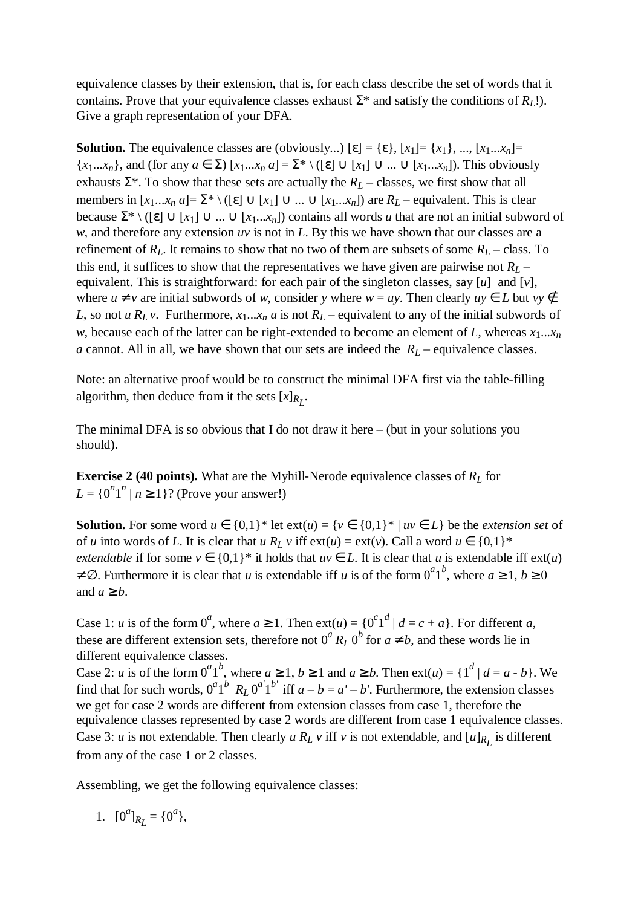equivalence classes by their extension, that is, for each class describe the set of words that it contains. Prove that your equivalence classes exhaust $\Sigma^*$ and satisfy the conditions of $R_L$!). Give a graph representation of your DFA.

**Solution.** The equivalence classes are (obviously...) $[\varepsilon] = \{\varepsilon\}$, $[x_1] = \{x_1\}$, ..., $[x_1...x_n] = \{x_1...x_n\}$, and (for any $a \in \Sigma$) $[x_1...x_n\, a] = \Sigma^* \setminus ([\varepsilon] \cup [x_1] \cup ... \cup [x_1...x_n])$. This obviously exhausts $\Sigma^*$. To show that these sets are actually the $R_L$ – classes, we first show that all members in $[x_1...x_n\, a] = \Sigma^* \setminus ([\varepsilon] \cup [x_1] \cup ... \cup [x_1...x_n])$ are $R_L$ – equivalent. This is clear because $\Sigma^* \setminus ([\varepsilon] \cup [x_1] \cup ... \cup [x_1...x_n])$ contains all words $u$ that are not an initial subword of $w$, and therefore any extension $uv$ is not in $L$. By this we have shown that our classes are a refinement of $R_L$. It remains to show that no two of them are subsets of some $R_L$ – class. To this end, it suffices to show that the representatives we have given are pairwise not $R_L$ – equivalent. This is straightforward: for each pair of the singleton classes, say $[u]$ and $[v]$, where $u \neq v$ are initial subwords of $w$, consider $y$ where $w = uy$. Then clearly $uy \in L$ but $vy \notin L$, so not $u\, R_L\, v$. Furthermore, $x_1...x_n\, a$ is not $R_L$ – equivalent to any of the initial subwords of $w$, because each of the latter can be right-extended to become an element of $L$, whereas $x_1...x_n\, a$ cannot. All in all, we have shown that our sets are indeed the $R_L$ – equivalence classes.

Note: an alternative proof would be to construct the minimal DFA first via the table-filling algorithm, then deduce from it the sets $[x]_{R_L}$.

The minimal DFA is so obvious that I do not draw it here – (but in your solutions you should).

**Exercise 2 (40 points).** What are the Myhill-Nerode equivalence classes of $R_L$ for $L = \{0^n 1^n \mid n \geq 1\}$? (Prove your answer!)

**Solution.** For some word $u \in \{0,1\}^*$ let $\text{ext}(u) = \{v \in \{0,1\}^* \mid uv \in L\}$ be the *extension set* of of $u$ into words of $L$. It is clear that $u\, R_L\, v$ iff $\text{ext}(u) = \text{ext}(v)$. Call a word $u \in \{0,1\}^*$ *extendable* if for some $v \in \{0,1\}^*$ it holds that $uv \in L$. It is clear that $u$ is extendable iff $\text{ext}(u) \neq \emptyset$. Furthermore it is clear that $u$ is extendable iff $u$ is of the form $0^a 1^b$, where $a \geq 1$, $b \geq 0$ and $a \geq b$.

Case 1: $u$ is of the form $0^a$, where $a \geq 1$. Then $\text{ext}(u) = \{0^c 1^d \mid d = c + a\}$. For different $a$, these are different extension sets, therefore not $0^a\, R_L\, 0^b$ for $a \neq b$, and these words lie in different equivalence classes.
Case 2: $u$ is of the form $0^a 1^b$, where $a \geq 1$, $b \geq 1$ and $a \geq b$. Then $\text{ext}(u) = \{1^d \mid d = a - b\}$. We find that for such words, $0^a 1^b\ R_L\ 0^{a'} 1^{b'}$ iff $a - b = a' - b'$. Furthermore, the extension classes we get for case 2 words are different from extension classes from case 1, therefore the equivalence classes represented by case 2 words are different from case 1 equivalence classes.
Case 3: $u$ is not extendable. Then clearly $u\, R_L\, v$ iff $v$ is not extendable, and $[u]_{R_L}$ is different from any of the case 1 or 2 classes.

Assembling, we get the following equivalence classes:

1. $[0^a]_{R_L} = \{0^a\}$,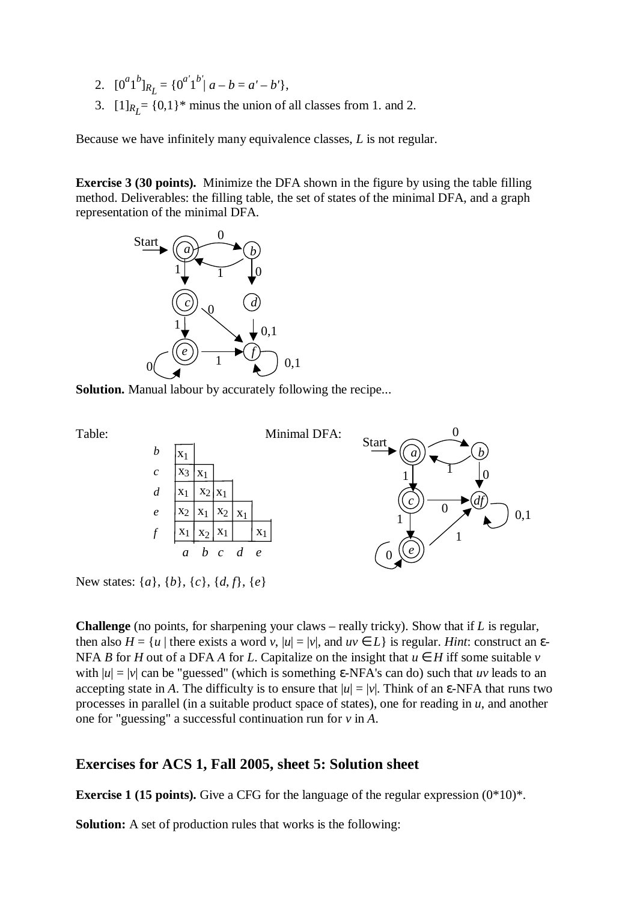2. $[0^a1^b]_{R_L} = \{0^{a'}1^{b'} \mid a - b = a' - b'\}$,
3. $[1]_{R_L} = \{0,1\}^*$ minus the union of all classes from 1. and 2.

Because we have infinitely many equivalence classes, *L* is not regular.

**Exercise 3 (30 points).** Minimize the DFA shown in the figure by using the table filling method. Deliverables: the filling table, the set of states of the minimal DFA, and a graph representation of the minimal DFA.

**Solution.** Manual labour by accurately following the recipe...

Table:

| | | | | | |
|---|---|---|---|---|---|
| *b* | $x_1$ | | | | |
| *c* | $x_3$ | $x_1$ | | | |
| *d* | $x_1$ | $x_2$ | $x_1$ | | |
| *e* | $x_2$ | $x_1$ | $x_2$ | $x_1$ | |
| *f* | $x_1$ | $x_2$ | $x_1$ | | $x_1$ |
| | *a* | *b* | *c* | *d* | *e* |

Minimal DFA:

New states: {*a*}, {*b*}, {*c*}, {*d*, *f*}, {*e*}

**Challenge** (no points, for sharpening your claws – really tricky). Show that if *L* is regular, then also $H = \{u \mid$ there exists a word $v$, $|u| = |v|$, and $uv \in L\}$ is regular. *Hint*: construct an ε-NFA *B* for *H* out of a DFA *A* for *L*. Capitalize on the insight that $u \in H$ iff some suitable *v* with $|u| = |v|$ can be "guessed" (which is something ε-NFA's can do) such that *uv* leads to an accepting state in *A*. The difficulty is to ensure that $|u| = |v|$. Think of an ε-NFA that runs two processes in parallel (in a suitable product space of states), one for reading in *u*, and another one for "guessing" a successful continuation run for *v* in *A*.

## Exercises for ACS 1, Fall 2005, sheet 5: Solution sheet

**Exercise 1 (15 points).** Give a CFG for the language of the regular expression (0*10)*.

**Solution:** A set of production rules that works is the following: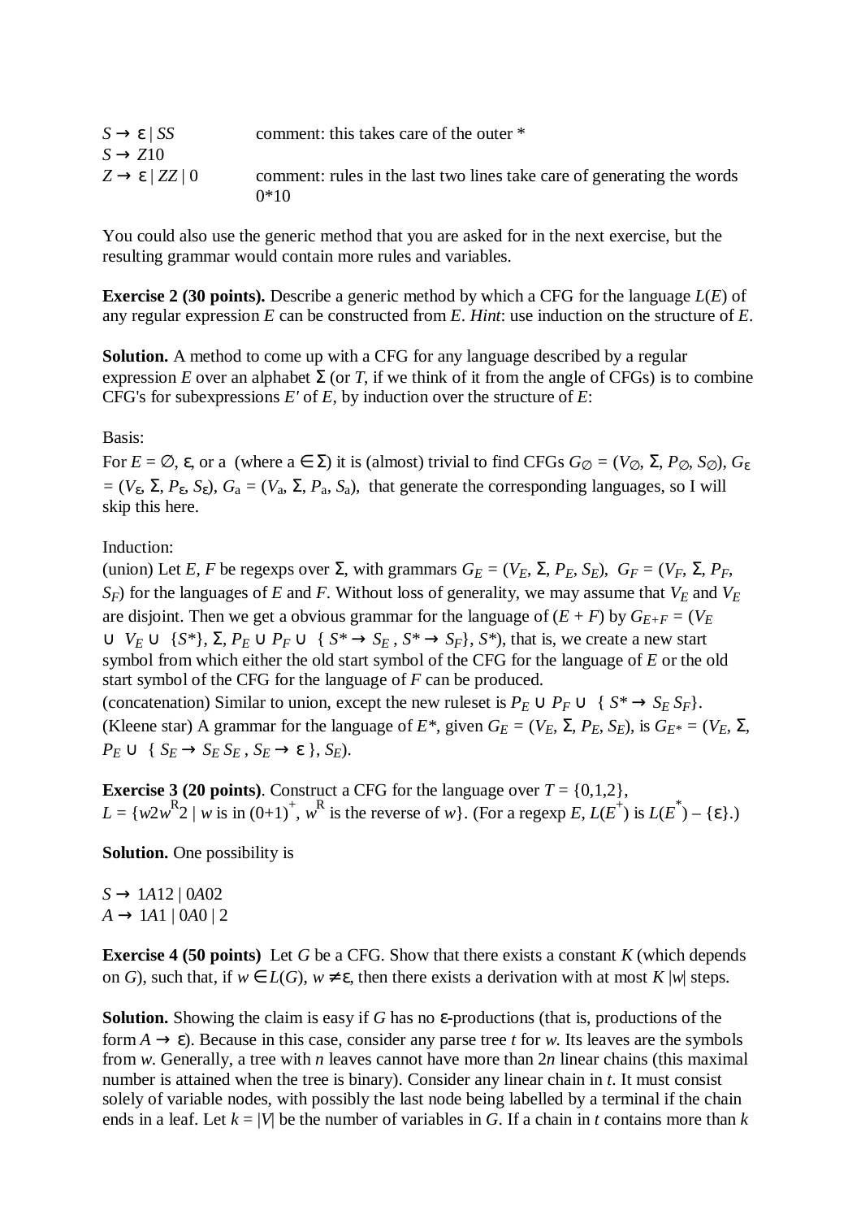$S \to \varepsilon \mid SS$ comment: this takes care of the outer *

$S \to Z10$

$Z \to \varepsilon \mid ZZ \mid 0$ comment: rules in the last two lines take care of generating the words 0*10

You could also use the generic method that you are asked for in the next exercise, but the resulting grammar would contain more rules and variables.

**Exercise 2 (30 points).** Describe a generic method by which a CFG for the language $L(E)$ of any regular expression $E$ can be constructed from $E$. *Hint*: use induction on the structure of $E$.

**Solution.** A method to come up with a CFG for any language described by a regular expression $E$ over an alphabet $\Sigma$ (or $T$, if we think of it from the angle of CFGs) is to combine CFG's for subexpressions $E'$ of $E$, by induction over the structure of $E$:

Basis:

For $E = \emptyset$, $\varepsilon$, or a (where a $\in \Sigma$) it is (almost) trivial to find CFGs $G_\emptyset = (V_\emptyset, \Sigma, P_\emptyset, S_\emptyset)$, $G_\varepsilon = (V_\varepsilon, \Sigma, P_\varepsilon, S_\varepsilon)$, $G_a = (V_a, \Sigma, P_a, S_a)$, that generate the corresponding languages, so I will skip this here.

Induction:

(union) Let $E$, $F$ be regexps over $\Sigma$, with grammars $G_E = (V_E, \Sigma, P_E, S_E)$, $G_F = (V_F, \Sigma, P_F, S_F)$ for the languages of $E$ and $F$. Without loss of generality, we may assume that $V_E$ and $V_E$ are disjoint. Then we get a obvious grammar for the language of $(E + F)$ by $G_{E+F} = (V_E \cup V_E \cup \{S^*\}, \Sigma, P_E \cup P_F \cup \{S^* \to S_E, S^* \to S_F\}, S^*)$, that is, we create a new start symbol from which either the old start symbol of the CFG for the language of $E$ or the old start symbol of the CFG for the language of $F$ can be produced.

(concatenation) Similar to union, except the new ruleset is $P_E \cup P_F \cup \{S^* \to S_E\, S_F\}$.

(Kleene star) A grammar for the language of $E^*$, given $G_E = (V_E, \Sigma, P_E, S_E)$, is $G_{E^*} = (V_E, \Sigma, P_E \cup \{S_E \to S_E\, S_E, S_E \to \varepsilon\}, S_E)$.

**Exercise 3 (20 points)**. Construct a CFG for the language over $T = \{0,1,2\}$, $L = \{w2w^R2 \mid w \text{ is in } (0+1)^+, w^R \text{ is the reverse of } w\}$. (For a regexp $E$, $L(E^+)$ is $L(E^*) - \{\varepsilon\}$.)

**Solution.** One possibility is

$S \to 1A12 \mid 0A02$

$A \to 1A1 \mid 0A0 \mid 2$

**Exercise 4 (50 points)** Let $G$ be a CFG. Show that there exists a constant $K$ (which depends on $G$), such that, if $w \in L(G)$, $w \neq \varepsilon$, then there exists a derivation with at most $K\,|w|$ steps.

**Solution.** Showing the claim is easy if $G$ has no $\varepsilon$-productions (that is, productions of the form $A \to \varepsilon$). Because in this case, consider any parse tree $t$ for $w$. Its leaves are the symbols from $w$. Generally, a tree with $n$ leaves cannot have more than $2n$ linear chains (this maximal number is attained when the tree is binary). Consider any linear chain in $t$. It must consist solely of variable nodes, with possibly the last node being labelled by a terminal if the chain ends in a leaf. Let $k = |V|$ be the number of variables in $G$. If a chain in $t$ contains more than $k$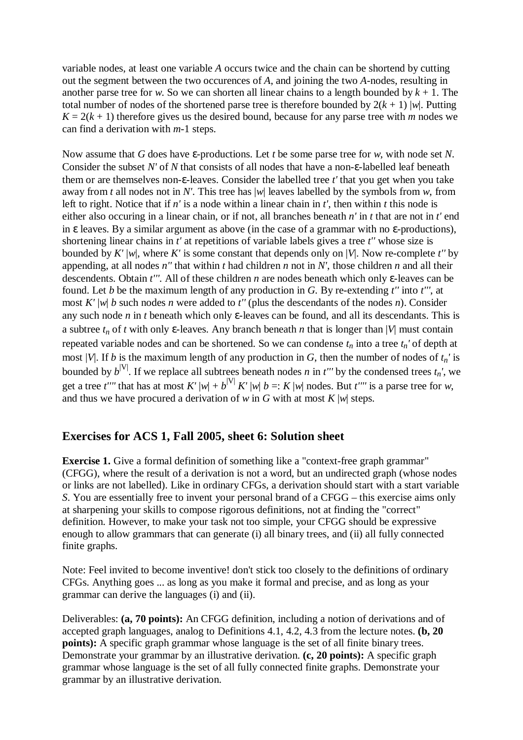variable nodes, at least one variable $A$ occurs twice and the chain can be shortend by cutting out the segment between the two occurences of $A$, and joining the two $A$-nodes, resulting in another parse tree for $w$. So we can shorten all linear chains to a length bounded by $k + 1$. The total number of nodes of the shortened parse tree is therefore bounded by $2(k + 1)\ |w|$. Putting $K = 2(k + 1)$ therefore gives us the desired bound, because for any parse tree with $m$ nodes we can find a derivation with $m$-1 steps.

Now assume that $G$ does have ε-productions. Let $t$ be some parse tree for $w$, with node set $N$. Consider the subset $N'$ of $N$ that consists of all nodes that have a non-ε-labelled leaf beneath them or are themselves non-ε-leaves. Consider the labelled tree $t'$ that you get when you take away from $t$ all nodes not in $N'$. This tree has $|w|$ leaves labelled by the symbols from $w$, from left to right. Notice that if $n'$ is a node within a linear chain in $t'$, then within $t$ this node is either also occuring in a linear chain, or if not, all branches beneath $n'$ in $t$ that are not in $t'$ end in ε leaves. By a similar argument as above (in the case of a grammar with no ε-productions), shortening linear chains in $t'$ at repetitions of variable labels gives a tree $t''$ whose size is bounded by $K'\ |w|$, where $K'$ is some constant that depends only on $|V|$. Now re-complete $t''$ by appending, at all nodes $n''$ that within $t$ had children $n$ not in $N'$, those children $n$ and all their descendents. Obtain $t'''$. All of these children $n$ are nodes beneath which only ε-leaves can be found. Let $b$ be the maximum length of any production in $G$. By re-extending $t''$ into $t'''$, at most $K'\ |w|\ b$ such nodes $n$ were added to $t''$ (plus the descendants of the nodes $n$). Consider any such node $n$ in $t$ beneath which only ε-leaves can be found, and all its descendents. This is a subtree $t_n$ of $t$ with only ε-leaves. Any branch beneath $n$ that is longer than $|V|$ must contain repeated variable nodes and can be shortened. So we can condense $t_n$ into a tree $t_n'$ of depth at most $|V|$. If $b$ is the maximum length of any production in $G$, then the number of nodes of $t_n'$ is bounded by $b^{|V|}$. If we replace all subtrees beneath nodes $n$ in $t'''$ by the condensed trees $t_n'$, we get a tree $t''''$ that has at most $K'\ |w| + b^{|V|}\ K'\ |w|\ b =: K\ |w|$ nodes. But $t''''$ is a parse tree for $w$, and thus we have procured a derivation of $w$ in $G$ with at most $K\ |w|$ steps.

## Exercises for ACS 1, Fall 2005, sheet 6: Solution sheet

**Exercise 1.** Give a formal definition of something like a "context-free graph grammar" (CFGG), where the result of a derivation is not a word, but an undirected graph (whose nodes or links are not labelled). Like in ordinary CFGs, a derivation should start with a start variable $S$. You are essentially free to invent your personal brand of a CFGG – this exercise aims only at sharpening your skills to compose rigorous definitions, not at finding the "correct" definition. However, to make your task not too simple, your CFGG should be expressive enough to allow grammars that can generate (i) all binary trees, and (ii) all fully connected finite graphs.

Note: Feel invited to become inventive! don't stick too closely to the definitions of ordinary CFGs. Anything goes ... as long as you make it formal and precise, and as long as your grammar can derive the languages (i) and (ii).

Deliverables: **(a, 70 points):** An CFGG definition, including a notion of derivations and of accepted graph languages, analog to Definitions 4.1, 4.2, 4.3 from the lecture notes. **(b, 20 points):** A specific graph grammar whose language is the set of all finite binary trees. Demonstrate your grammar by an illustrative derivation. **(c, 20 points):** A specific graph grammar whose language is the set of all fully connected finite graphs. Demonstrate your grammar by an illustrative derivation.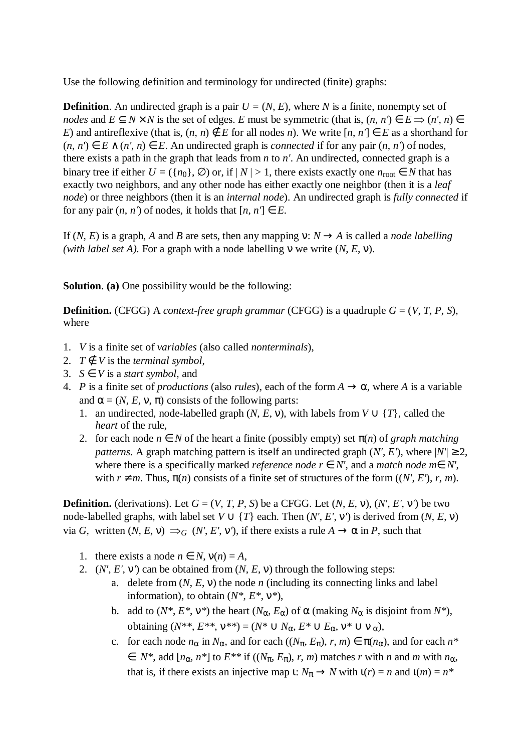Use the following definition and terminology for undirected (finite) graphs:

**Definition**. An undirected graph is a pair $U = (N, E)$, where $N$ is a finite, nonempty set of *nodes* and $E \subseteq N \times N$ is the set of edges. $E$ must be symmetric (that is, $(n, n') \in E \Rightarrow (n', n) \in E$) and antireflexive (that is, $(n, n) \notin E$ for all nodes $n$). We write $[n, n'] \in E$ as a shorthand for $(n, n') \in E \wedge (n', n) \in E$. An undirected graph is *connected* if for any pair $(n, n')$ of nodes, there exists a path in the graph that leads from $n$ to $n'$. An undirected, connected graph is a binary tree if either $U = (\{n_0\}, \emptyset)$ or, if $|N| > 1$, there exists exactly one $n_{\text{root}} \in N$ that has exactly two neighbors, and any other node has either exactly one neighbor (then it is a *leaf node*) or three neighbors (then it is an *internal node*). An undirected graph is *fully connected* if for any pair $(n, n')$ of nodes, it holds that $[n, n'] \in E$.

If $(N, E)$ is a graph, $A$ and $B$ are sets, then any mapping $\nu: N \rightarrow A$ is called a *node labelling (with label set A)*. For a graph with a node labelling $\nu$ we write $(N, E, \nu)$.

**Solution**. **(a)** One possibility would be the following:

**Definition.** (CFGG) A *context-free graph grammar* (CFGG) is a quadruple $G = (V, T, P, S)$, where

1. $V$ is a finite set of *variables* (also called *nonterminals*),
2. $T \notin V$ is the *terminal symbol*,
3. $S \in V$ is a *start symbol*, and
4. $P$ is a finite set of *productions* (also *rules*), each of the form $A \rightarrow \alpha$, where $A$ is a variable and $\alpha = (N, E, \nu, \pi)$ consists of the following parts:
   1. an undirected, node-labelled graph $(N, E, \nu)$, with labels from $V \cup \{T\}$, called the *heart* of the rule,
   2. for each node $n \in N$ of the heart a finite (possibly empty) set $\pi(n)$ of *graph matching patterns*. A graph matching pattern is itself an undirected graph $(N', E')$, where $|N'| \geq 2$, where there is a specifically marked *reference node* $r \in N'$, and a *match node* $m \in N'$, with $r \neq m$. Thus, $\pi(n)$ consists of a finite set of structures of the form $((N', E'), r, m)$.

**Definition.** (derivations). Let $G = (V, T, P, S)$ be a CFGG. Let $(N, E, \nu)$, $(N', E', \nu')$ be two node-labelled graphs, with label set $V \cup \{T\}$ each. Then $(N', E', \nu')$ is derived from $(N, E, \nu)$ via $G$, written $(N, E, \nu) \Rightarrow_G (N', E', \nu')$, if there exists a rule $A \rightarrow \alpha$ in $P$, such that

1. there exists a node $n \in N$, $\nu(n) = A$,
2. $(N', E', \nu')$ can be obtained from $(N, E, \nu)$ through the following steps:
   a. delete from $(N, E, \nu)$ the node $n$ (including its connecting links and label information), to obtain $(N^*, E^*, \nu^*)$,
   b. add to $(N^*, E^*, \nu^*)$ the heart $(N_\alpha, E_\alpha)$ of $\alpha$ (making $N_\alpha$ is disjoint from $N^*$), obtaining $(N^{**}, E^{**}, \nu^{**}) = (N^* \cup N_\alpha, E^* \cup E_\alpha, \nu^* \cup \nu_\alpha)$,
   c. for each node $n_\alpha$ in $N_\alpha$, and for each $((N_\pi, E_\pi), r, m) \in \pi(n_\alpha)$, and for each $n^* \in N^*$, add $[n_\alpha, n^*]$ to $E^{**}$ if $((N_\pi, E_\pi), r, m)$ matches $r$ with $n$ and $m$ with $n_\alpha$, that is, if there exists an injective map $\iota: N_\pi \rightarrow N$ with $\iota(r) = n$ and $\iota(m) = n^*$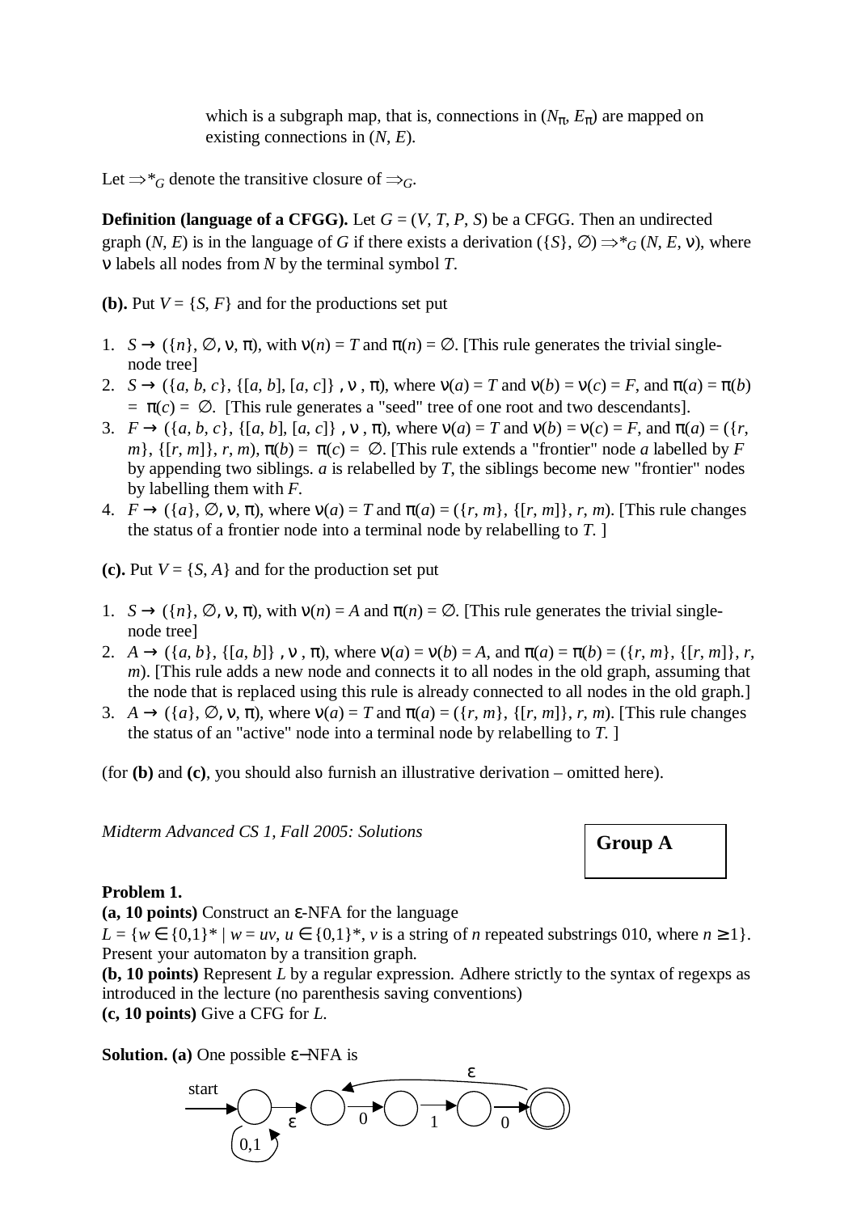which is a subgraph map, that is, connections in $(N_\pi, E_\pi)$ are mapped on existing connections in $(N, E)$.

Let $\Rightarrow^*_G$ denote the transitive closure of $\Rightarrow_G$.

**Definition (language of a CFGG).** Let $G = (V, T, P, S)$ be a CFGG. Then an undirected graph $(N, E)$ is in the language of $G$ if there exists a derivation $(\{S\}, \emptyset) \Rightarrow^*_G (N, E, \nu)$, where $\nu$ labels all nodes from $N$ by the terminal symbol $T$.

**(b).** Put $V = \{S, F\}$ and for the productions set put

1. $S \rightarrow (\{n\}, \emptyset, \nu, \pi)$, with $\nu(n) = T$ and $\pi(n) = \emptyset$. [This rule generates the trivial single-node tree]
2. $S \rightarrow (\{a, b, c\}, \{[a, b], [a, c]\}, \nu, \pi)$, where $\nu(a) = T$ and $\nu(b) = \nu(c) = F$, and $\pi(a) = \pi(b) = \pi(c) = \emptyset$. [This rule generates a "seed" tree of one root and two descendants].
3. $F \rightarrow (\{a, b, c\}, \{[a, b], [a, c]\}, \nu, \pi)$, where $\nu(a) = T$ and $\nu(b) = \nu(c) = F$, and $\pi(a) = (\{r, m\}, \{[r, m]\}, r, m)$, $\pi(b) = \pi(c) = \emptyset$. [This rule extends a "frontier" node $a$ labelled by $F$ by appending two siblings. $a$ is relabelled by $T$, the siblings become new "frontier" nodes by labelling them with $F$.
4. $F \rightarrow (\{a\}, \emptyset, \nu, \pi)$, where $\nu(a) = T$ and $\pi(a) = (\{r, m\}, \{[r, m]\}, r, m)$. [This rule changes the status of a frontier node into a terminal node by relabelling to $T$. ]

**(c).** Put $V = \{S, A\}$ and for the production set put

1. $S \rightarrow (\{n\}, \emptyset, \nu, \pi)$, with $\nu(n) = A$ and $\pi(n) = \emptyset$. [This rule generates the trivial single-node tree]
2. $A \rightarrow (\{a, b\}, \{[a, b]\}, \nu, \pi)$, where $\nu(a) = \nu(b) = A$, and $\pi(a) = \pi(b) = (\{r, m\}, \{[r, m]\}, r, m)$. [This rule adds a new node and connects it to all nodes in the old graph, assuming that the node that is replaced using this rule is already connected to all nodes in the old graph.]
3. $A \rightarrow (\{a\}, \emptyset, \nu, \pi)$, where $\nu(a) = T$ and $\pi(a) = (\{r, m\}, \{[r, m]\}, r, m)$. [This rule changes the status of an "active" node into a terminal node by relabelling to $T$. ]

(for **(b)** and **(c)**, you should also furnish an illustrative derivation – omitted here).

*Midterm Advanced CS 1, Fall 2005: Solutions*

**Group A**

**Problem 1.**

**(a, 10 points)** Construct an $\varepsilon$-NFA for the language $L = \{w \in \{0,1\}^* \mid w = uv, u \in \{0,1\}^*, v$ is a string of $n$ repeated substrings 010, where $n \geq 1\}$. Present your automaton by a transition graph.

**(b, 10 points)** Represent $L$ by a regular expression. Adhere strictly to the syntax of regexps as introduced in the lecture (no parenthesis saving conventions)

**(c, 10 points)** Give a CFG for $L$.

**Solution. (a)** One possible $\varepsilon$–NFA is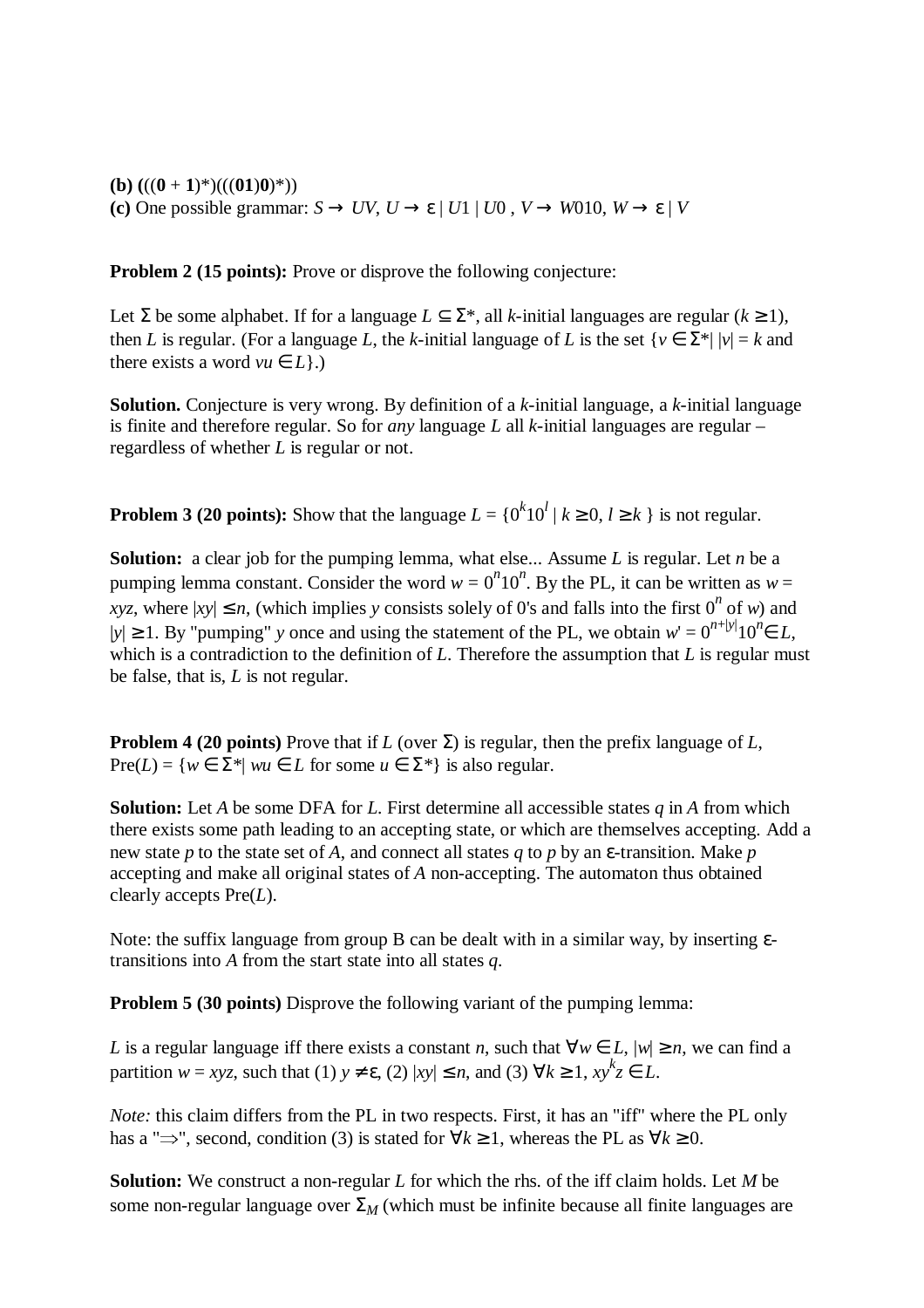**(b)** $(((\mathbf{0} + \mathbf{1})^*)(((\mathbf{01})\mathbf{0})^*))$

**(c)** One possible grammar: $S \rightarrow UV$, $U \rightarrow \varepsilon \mid U1 \mid U0$ , $V \rightarrow W010$, $W \rightarrow \varepsilon \mid V$

**Problem 2 (15 points):** Prove or disprove the following conjecture:

Let $\Sigma$ be some alphabet. If for a language $L \subseteq \Sigma^*$, all $k$-initial languages are regular ($k \geq 1$), then $L$ is regular. (For a language $L$, the $k$-initial language of $L$ is the set $\{v \in \Sigma^* \mid |v| = k$ and there exists a word $vu \in L\}$.)

**Solution.** Conjecture is very wrong. By definition of a $k$-initial language, a $k$-initial language is finite and therefore regular. So for *any* language $L$ all $k$-initial languages are regular – regardless of whether $L$ is regular or not.

**Problem 3 (20 points):** Show that the language $L = \{0^k10^l \mid k \geq 0, l \geq k\}$ is not regular.

**Solution:** a clear job for the pumping lemma, what else... Assume $L$ is regular. Let $n$ be a pumping lemma constant. Consider the word $w = 0^n10^n$. By the PL, it can be written as $w = xyz$, where $|xy| \leq n$, (which implies $y$ consists solely of 0's and falls into the first $0^n$ of $w$) and $|y| \geq 1$. By "pumping" $y$ once and using the statement of the PL, we obtain $w' = 0^{n+|y|}10^n \in L$, which is a contradiction to the definition of $L$. Therefore the assumption that $L$ is regular must be false, that is, $L$ is not regular.

**Problem 4 (20 points)** Prove that if $L$ (over $\Sigma$) is regular, then the prefix language of $L$, $\text{Pre}(L) = \{w \in \Sigma^* \mid wu \in L$ for some $u \in \Sigma^*\}$ is also regular.

**Solution:** Let $A$ be some DFA for $L$. First determine all accessible states $q$ in $A$ from which there exists some path leading to an accepting state, or which are themselves accepting. Add a new state $p$ to the state set of $A$, and connect all states $q$ to $p$ by an $\varepsilon$-transition. Make $p$ accepting and make all original states of $A$ non-accepting. The automaton thus obtained clearly accepts $\text{Pre}(L)$.

Note: the suffix language from group B can be dealt with in a similar way, by inserting $\varepsilon$-transitions into $A$ from the start state into all states $q$.

**Problem 5 (30 points)** Disprove the following variant of the pumping lemma:

$L$ is a regular language iff there exists a constant $n$, such that $\forall w \in L$, $|w| \geq n$, we can find a partition $w = xyz$, such that (1) $y \neq \varepsilon$, (2) $|xy| \leq n$, and (3) $\forall k \geq 1$, $xy^kz \in L$.

*Note:* this claim differs from the PL in two respects. First, it has an "iff" where the PL only has a "$\Rightarrow$", second, condition (3) is stated for $\forall k \geq 1$, whereas the PL as $\forall k \geq 0$.

**Solution:** We construct a non-regular $L$ for which the rhs. of the iff claim holds. Let $M$ be some non-regular language over $\Sigma_M$ (which must be infinite because all finite languages are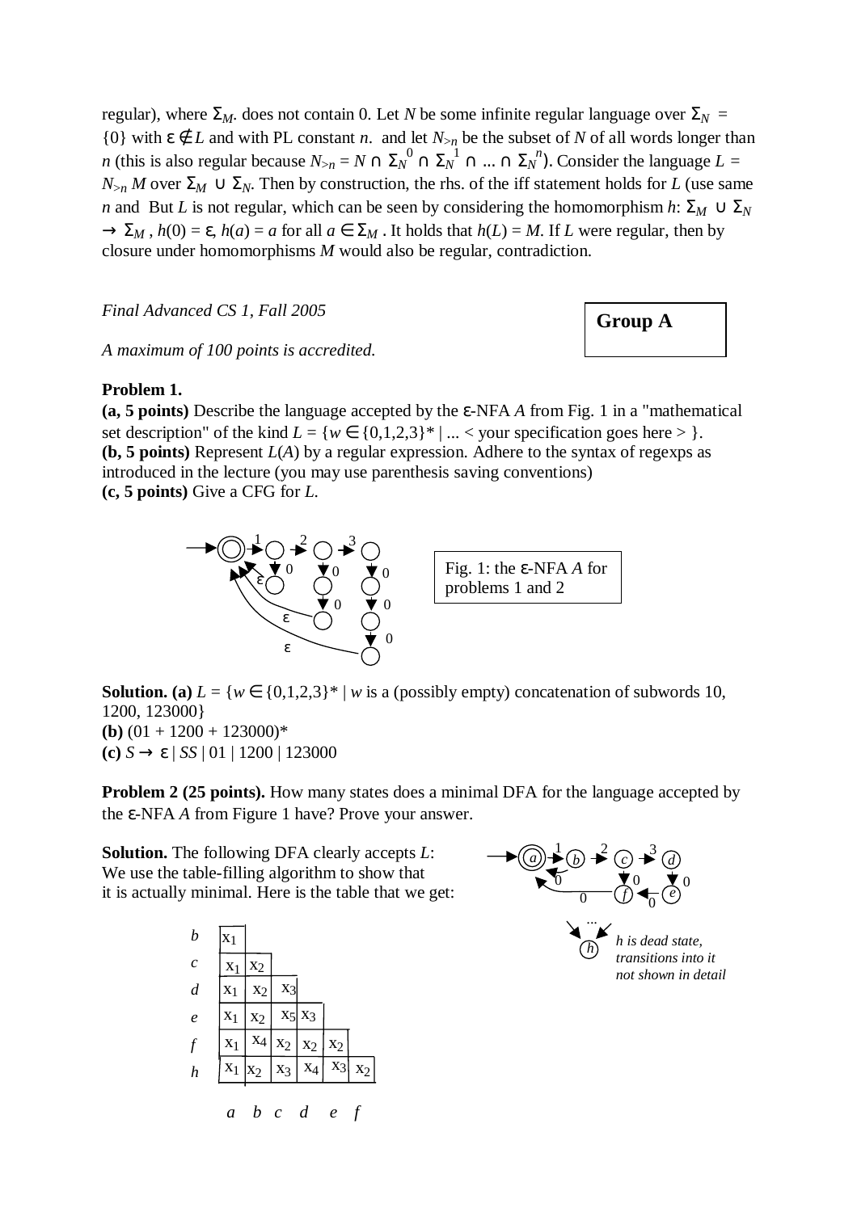regular), where $\Sigma_M$. does not contain 0. Let $N$ be some infinite regular language over $\Sigma_N$ = {0} with $\varepsilon \notin L$ and with PL constant $n$. and let $N_{>n}$ be the subset of $N$ of all words longer than $n$ (this is also regular because $N_{>n} = N \cap \Sigma_N^{\ 0} \cap \Sigma_N^{\ 1} \cap ... \cap \Sigma_N^{\ n}$). Consider the language $L = N_{>n} M$ over $\Sigma_M \cup \Sigma_N$. Then by construction, the rhs. of the iff statement holds for $L$ (use same $n$ and But $L$ is not regular, which can be seen by considering the homomorphism $h$: $\Sigma_M \cup \Sigma_N \to \Sigma_M$, $h(0) = \varepsilon$, $h(a) = a$ for all $a \in \Sigma_M$. It holds that $h(L) = M$. If $L$ were regular, then by closure under homomorphisms $M$ would also be regular, contradiction.

*Final Advanced CS 1, Fall 2005*

**Group A**

*A maximum of 100 points is accredited.*

**Problem 1.**

**(a, 5 points)** Describe the language accepted by the ε-NFA $A$ from Fig. 1 in a "mathematical set description" of the kind $L = \{w \in \{0,1,2,3\}^* \mid ... <$ your specification goes here $> \}$.

**(b, 5 points)** Represent $L(A)$ by a regular expression. Adhere to the syntax of regexps as introduced in the lecture (you may use parenthesis saving conventions)

**(c, 5 points)** Give a CFG for $L$.

Fig. 1: the ε-NFA $A$ for problems 1 and 2

**Solution. (a)** $L = \{w \in \{0,1,2,3\}^* \mid w$ is a (possibly empty) concatenation of subwords 10, 1200, 123000}

**(b)** (01 + 1200 + 123000)*

**(c)** $S \to \varepsilon \mid SS \mid 01 \mid 1200 \mid 123000$

**Problem 2 (25 points).** How many states does a minimal DFA for the language accepted by the ε-NFA $A$ from Figure 1 have? Prove your answer.

**Solution.** The following DFA clearly accepts $L$: We use the table-filling algorithm to show that it is actually minimal. Here is the table that we get:

*h is dead state, transitions into it not shown in detail*

| | a | b | c | d | e | f |
|---|---|---|---|---|---|---|
| b | $x_1$ | | | | | |
| c | $x_1$ | $x_2$ | | | | |
| d | $x_1$ | $x_2$ | $x_3$ | | | |
| e | $x_1$ | $x_2$ | $x_5$ | $x_3$ | | |
| f | $x_1$ | $x_4$ | $x_2$ | $x_2$ | $x_2$ | |
| h | $x_1$ | $x_2$ | $x_3$ | $x_4$ | $x_3$ | $x_2$ |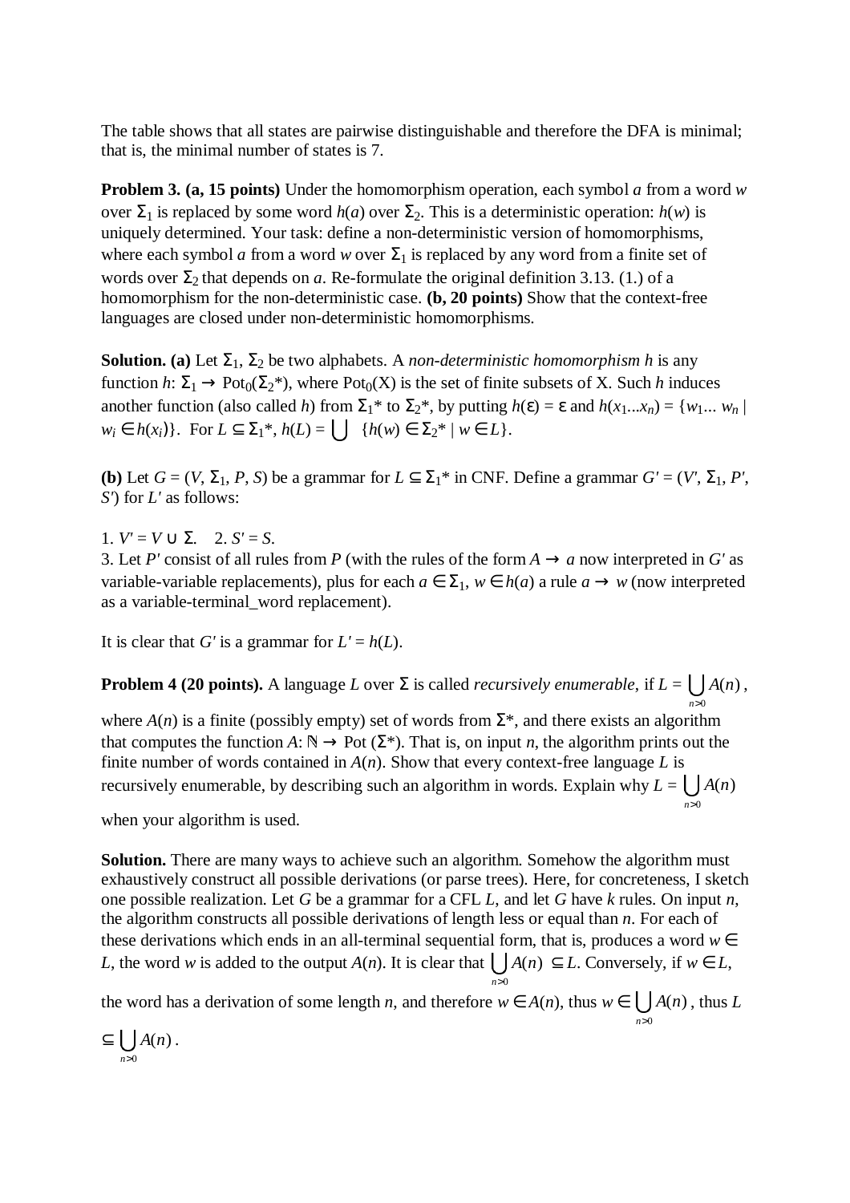The table shows that all states are pairwise distinguishable and therefore the DFA is minimal; that is, the minimal number of states is 7.

**Problem 3. (a, 15 points)** Under the homomorphism operation, each symbol $a$ from a word $w$ over $\Sigma_1$ is replaced by some word $h(a)$ over $\Sigma_2$. This is a deterministic operation: $h(w)$ is uniquely determined. Your task: define a non-deterministic version of homomorphisms, where each symbol $a$ from a word $w$ over $\Sigma_1$ is replaced by any word from a finite set of words over $\Sigma_2$ that depends on $a$. Re-formulate the original definition 3.13. (1.) of a homomorphism for the non-deterministic case. **(b, 20 points)** Show that the context-free languages are closed under non-deterministic homomorphisms.

**Solution. (a)** Let $\Sigma_1$, $\Sigma_2$ be two alphabets. A *non-deterministic homomorphism h* is any function $h$: $\Sigma_1 \rightarrow \text{Pot}_0(\Sigma_2^*)$, where $\text{Pot}_0(X)$ is the set of finite subsets of X. Such $h$ induces another function (also called $h$) from $\Sigma_1^*$ to $\Sigma_2^*$, by putting $h(\varepsilon) = \varepsilon$ and $h(x_1...x_n) = \{w_1... w_n \mid w_i \in h(x_i)\}$. For $L \subseteq \Sigma_1^*$, $h(L) = \bigcup \{h(w) \in \Sigma_2^* \mid w \in L\}$.

**(b)** Let $G = (V, \Sigma_1, P, S)$ be a grammar for $L \subseteq \Sigma_1^*$ in CNF. Define a grammar $G' = (V', \Sigma_1, P', S')$ for $L'$ as follows:

1. $V' = V \cup \Sigma$. 2. $S' = S$.
3. Let $P'$ consist of all rules from $P$ (with the rules of the form $A \rightarrow a$ now interpreted in $G'$ as variable-variable replacements), plus for each $a \in \Sigma_1$, $w \in h(a)$ a rule $a \rightarrow w$ (now interpreted as a variable-terminal_word replacement).

It is clear that $G'$ is a grammar for $L' = h(L)$.

**Problem 4 (20 points).** A language $L$ over $\Sigma$ is called *recursively enumerable*, if $L = \bigcup_{n>0} A(n)$, where $A(n)$ is a finite (possibly empty) set of words from $\Sigma^*$, and there exists an algorithm that computes the function $A$: $\mathbb{N} \rightarrow \text{Pot}(\Sigma^*)$. That is, on input $n$, the algorithm prints out the finite number of words contained in $A(n)$. Show that every context-free language $L$ is recursively enumerable, by describing such an algorithm in words. Explain why $L = \bigcup_{n>0} A(n)$ when your algorithm is used.

**Solution.** There are many ways to achieve such an algorithm. Somehow the algorithm must exhaustively construct all possible derivations (or parse trees). Here, for concreteness, I sketch one possible realization. Let $G$ be a grammar for a CFL $L$, and let $G$ have $k$ rules. On input $n$, the algorithm constructs all possible derivations of length less or equal than $n$. For each of these derivations which ends in an all-terminal sequential form, that is, produces a word $w \in L$, the word $w$ is added to the output $A(n)$. It is clear that $\bigcup_{n>0} A(n) \subseteq L$. Conversely, if $w \in L$, the word has a derivation of some length $n$, and therefore $w \in A(n)$, thus $w \in \bigcup_{n>0} A(n)$, thus $L \subseteq \bigcup_{n>0} A(n)$.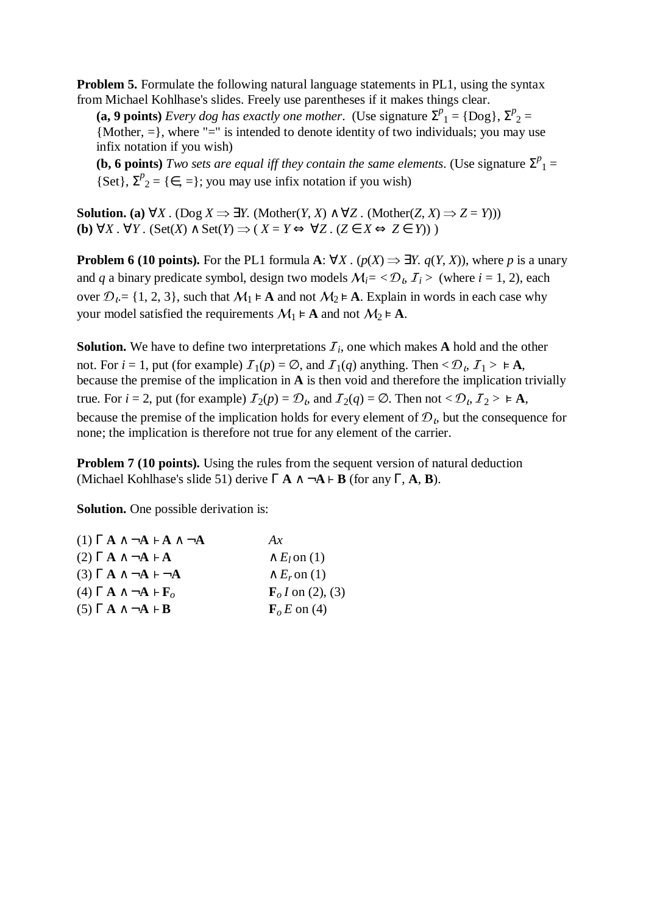**Problem 5.** Formulate the following natural language statements in PL1, using the syntax from Michael Kohlhase's slides. Freely use parentheses if it makes things clear.

**(a, 9 points)** *Every dog has exactly one mother*. (Use signature $\Sigma^p_1 = \{\text{Dog}\}$, $\Sigma^p_2 = \{\text{Mother}, =\}$, where "=" is intended to denote identity of two individuals; you may use infix notation if you wish)

**(b, 6 points)** *Two sets are equal iff they contain the same elements*. (Use signature $\Sigma^p_1 = \{\text{Set}\}$, $\Sigma^p_2 = \{\in, =\}$; you may use infix notation if you wish)

**Solution. (a)** $\forall X\,.\,(\text{Dog}\;X \Rightarrow \exists Y.\;(\text{Mother}(Y, X) \wedge \forall Z\,.\,(\text{Mother}(Z, X) \Rightarrow Z = Y)))$
**(b)** $\forall X\,.\,\forall Y\,.\,(\text{Set}(X) \wedge \text{Set}(Y) \Rightarrow (\,X = Y \Leftrightarrow\; \forall Z\,.\,(Z \in X \Leftrightarrow\; Z \in Y))\,)$

**Problem 6 (10 points).** For the PL1 formula $\mathbf{A}$: $\forall X\,.\,(p(X) \Rightarrow \exists Y.\;q(Y, X))$, where $p$ is a unary and $q$ a binary predicate symbol, design two models $\mathcal{M}_i = <\mathcal{D}_\iota, \mathcal{I}_i>$ (where $i = 1, 2$), each over $\mathcal{D}_\iota = \{1, 2, 3\}$, such that $\mathcal{M}_1 \models \mathbf{A}$ and not $\mathcal{M}_2 \models \mathbf{A}$. Explain in words in each case why your model satisfied the requirements $\mathcal{M}_1 \models \mathbf{A}$ and not $\mathcal{M}_2 \models \mathbf{A}$.

**Solution.** We have to define two interpretations $\mathcal{I}_i$, one which makes $\mathbf{A}$ hold and the other not. For $i = 1$, put (for example) $\mathcal{I}_1(p) = \emptyset$, and $\mathcal{I}_1(q)$ anything. Then $<\mathcal{D}_\iota, \mathcal{I}_1> \;\models \mathbf{A}$, because the premise of the implication in $\mathbf{A}$ is then void and therefore the implication trivially true. For $i = 2$, put (for example) $\mathcal{I}_2(p) = \mathcal{D}_\iota$, and $\mathcal{I}_2(q) = \emptyset$. Then not $<\mathcal{D}_\iota, \mathcal{I}_2> \;\models \mathbf{A}$, because the premise of the implication holds for every element of $\mathcal{D}_\iota$, but the consequence for none; the implication is therefore not true for any element of the carrier.

**Problem 7 (10 points).** Using the rules from the sequent version of natural deduction (Michael Kohlhase's slide 51) derive $\Gamma\;\mathbf{A} \wedge \neg\mathbf{A} \vdash \mathbf{B}$ (for any $\Gamma$, $\mathbf{A}$, $\mathbf{B}$).

**Solution.** One possible derivation is:

| | |
|---|---|
| (1) $\Gamma\;\mathbf{A} \wedge \neg\mathbf{A} \vdash \mathbf{A} \wedge \neg\mathbf{A}$ | *Ax* |
| (2) $\Gamma\;\mathbf{A} \wedge \neg\mathbf{A} \vdash \mathbf{A}$ | $\wedge E_l$ on (1) |
| (3) $\Gamma\;\mathbf{A} \wedge \neg\mathbf{A} \vdash \neg\mathbf{A}$ | $\wedge E_r$ on (1) |
| (4) $\Gamma\;\mathbf{A} \wedge \neg\mathbf{A} \vdash \mathbf{F}_o$ | $\mathbf{F}_o\,I$ on (2), (3) |
| (5) $\Gamma\;\mathbf{A} \wedge \neg\mathbf{A} \vdash \mathbf{B}$ | $\mathbf{F}_o\,E$ on (4) |